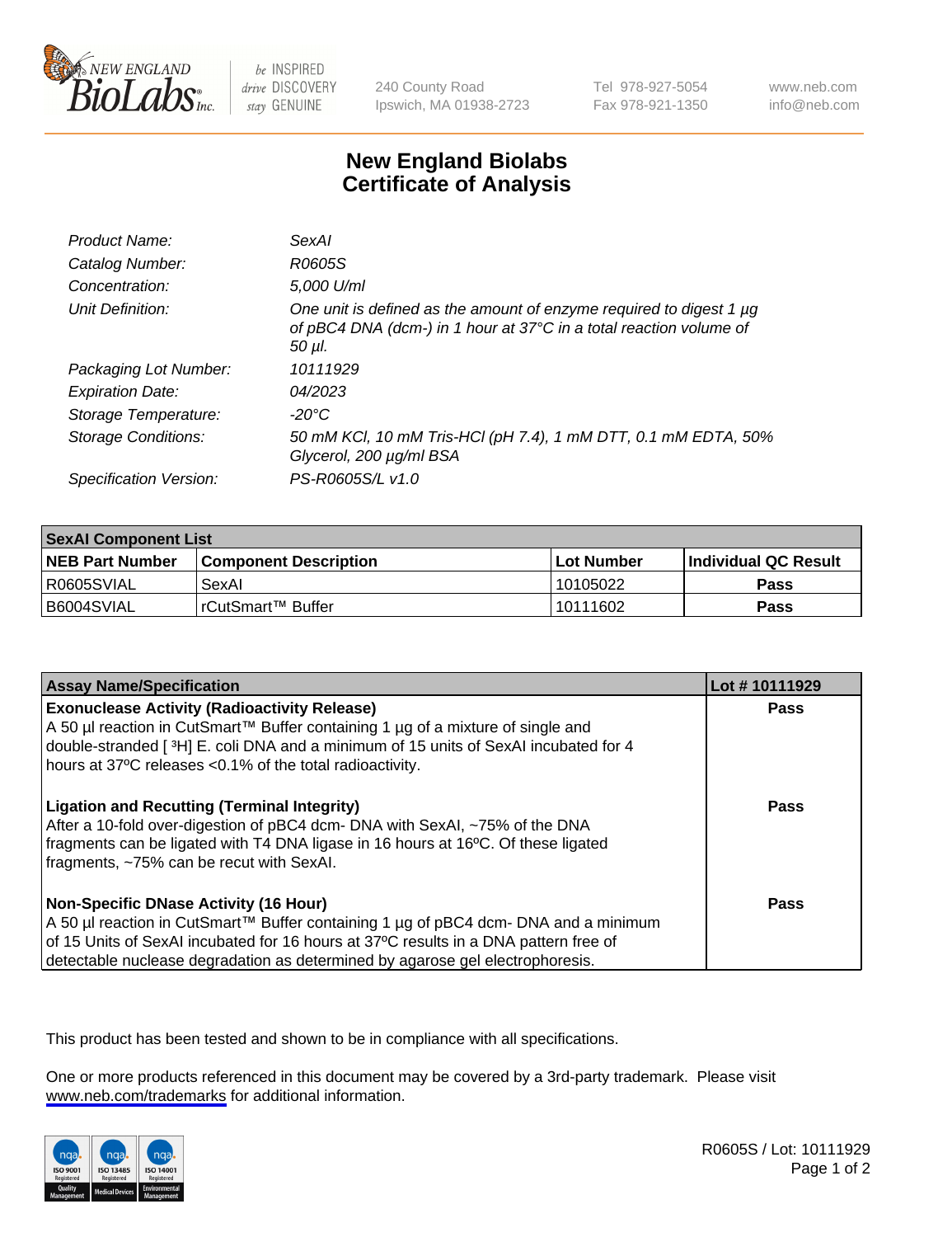# New England Biolabs Certificate of Analysis

| | |
|---|---|
| *Product Name:* | *SexAI* |
| *Catalog Number:* | *R0605S* |
| *Concentration:* | *5,000 U/ml* |
| *Unit Definition:* | *One unit is defined as the amount of enzyme required to digest 1 µg of pBC4 DNA (dcm-) in 1 hour at 37°C in a total reaction volume of 50 µl.* |
| *Packaging Lot Number:* | *10111929* |
| *Expiration Date:* | *04/2023* |
| *Storage Temperature:* | *-20°C* |
| *Storage Conditions:* | *50 mM KCl, 10 mM Tris-HCl (pH 7.4), 1 mM DTT, 0.1 mM EDTA, 50% Glycerol, 200 µg/ml BSA* |
| *Specification Version:* | *PS-R0605S/L v1.0* |

| **SexAI Component List** | | | |
|---|---|---|---|
| **NEB Part Number** | **Component Description** | **Lot Number** | **Individual QC Result** |
| R0605SVIAL | SexAI | 10105022 | **Pass** |
| B6004SVIAL | rCutSmart™ Buffer | 10111602 | **Pass** |

| **Assay Name/Specification** | **Lot # 10111929** |
|---|---|
| **Exonuclease Activity (Radioactivity Release)** A 50 µl reaction in CutSmart™ Buffer containing 1 µg of a mixture of single and double-stranded [ $^3$H] E. coli DNA and a minimum of 15 units of SexAI incubated for 4 hours at 37ºC releases <0.1% of the total radioactivity. | **Pass** |
| **Ligation and Recutting (Terminal Integrity)** After a 10-fold over-digestion of pBC4 dcm- DNA with SexAI, ~75% of the DNA fragments can be ligated with T4 DNA ligase in 16 hours at 16ºC. Of these ligated fragments, ~75% can be recut with SexAI. | **Pass** |
| **Non-Specific DNase Activity (16 Hour)** A 50 µl reaction in CutSmart™ Buffer containing 1 µg of pBC4 dcm- DNA and a minimum of 15 Units of SexAI incubated for 16 hours at 37ºC results in a DNA pattern free of detectable nuclease degradation as determined by agarose gel electrophoresis. | **Pass** |

This product has been tested and shown to be in compliance with all specifications.

One or more products referenced in this document may be covered by a 3rd-party trademark. Please visit www.neb.com/trademarks for additional information.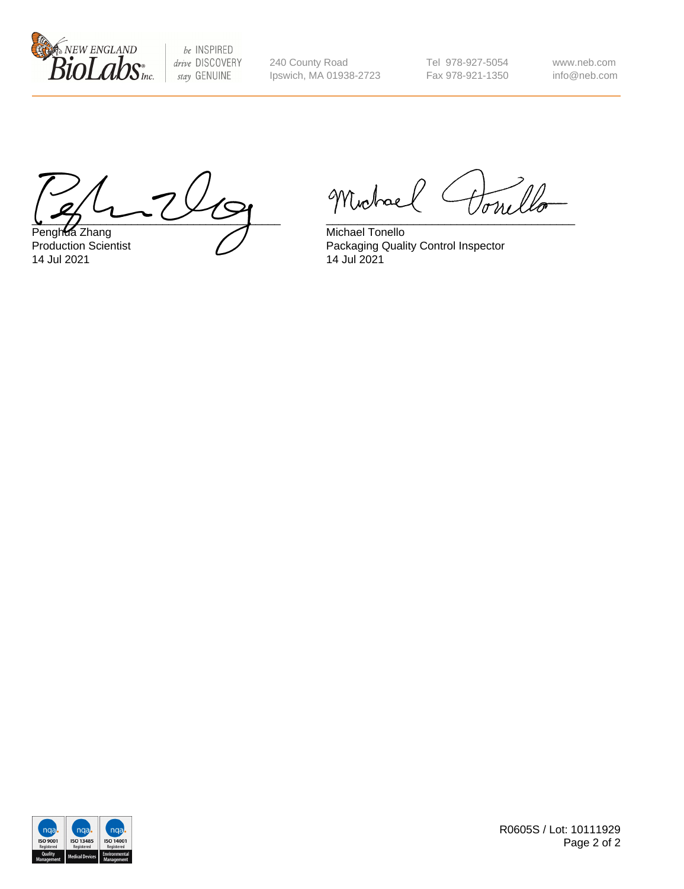Penghua Zhang
Production Scientist
14 Jul 2021

Michael Tonello
Packaging Quality Control Inspector
14 Jul 2021

R0605S / Lot: 10111929